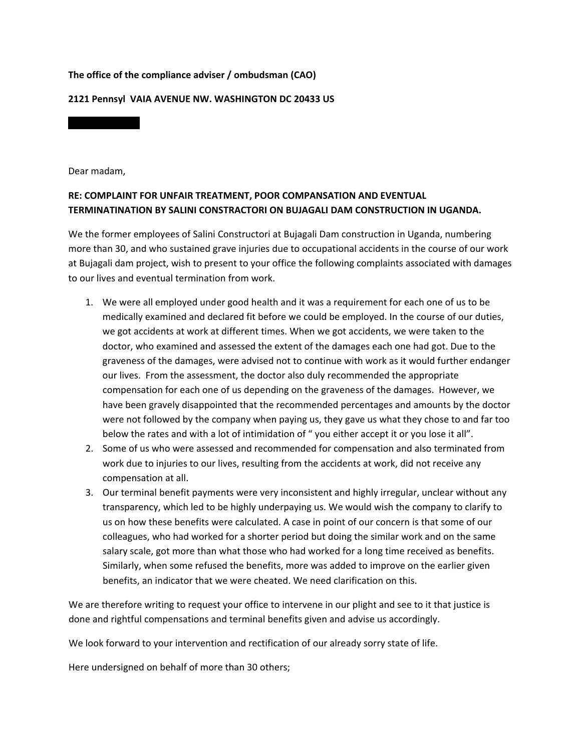**The office of the compliance adviser / ombudsman (CAO)**

**2121 Pennsyl VAIA AVENUE NW. WASHINGTON DC 20433 US**

Dear madam,

**RE: COMPLAINT FOR UNFAIR TREATMENT, POOR COMPANSATION AND EVENTUAL TERMINATINATION BY SALINI CONSTRACTORI ON BUJAGALI DAM CONSTRUCTION IN UGANDA.**

We the former employees of Salini Constructori at Bujagali Dam construction in Uganda, numbering more than 30, and who sustained grave injuries due to occupational accidents in the course of our work at Bujagali dam project, wish to present to your office the following complaints associated with damages to our lives and eventual termination from work.

1. We were all employed under good health and it was a requirement for each one of us to be medically examined and declared fit before we could be employed. In the course of our duties, we got accidents at work at different times. When we got accidents, we were taken to the doctor, who examined and assessed the extent of the damages each one had got. Due to the graveness of the damages, were advised not to continue with work as it would further endanger our lives. From the assessment, the doctor also duly recommended the appropriate compensation for each one of us depending on the graveness of the damages. However, we have been gravely disappointed that the recommended percentages and amounts by the doctor were not followed by the company when paying us, they gave us what they chose to and far too below the rates and with a lot of intimidation of " you either accept it or you lose it all".
2. Some of us who were assessed and recommended for compensation and also terminated from work due to injuries to our lives, resulting from the accidents at work, did not receive any compensation at all.
3. Our terminal benefit payments were very inconsistent and highly irregular, unclear without any transparency, which led to be highly underpaying us. We would wish the company to clarify to us on how these benefits were calculated. A case in point of our concern is that some of our colleagues, who had worked for a shorter period but doing the similar work and on the same salary scale, got more than what those who had worked for a long time received as benefits. Similarly, when some refused the benefits, more was added to improve on the earlier given benefits, an indicator that we were cheated. We need clarification on this.

We are therefore writing to request your office to intervene in our plight and see to it that justice is done and rightful compensations and terminal benefits given and advise us accordingly.

We look forward to your intervention and rectification of our already sorry state of life.

Here undersigned on behalf of more than 30 others;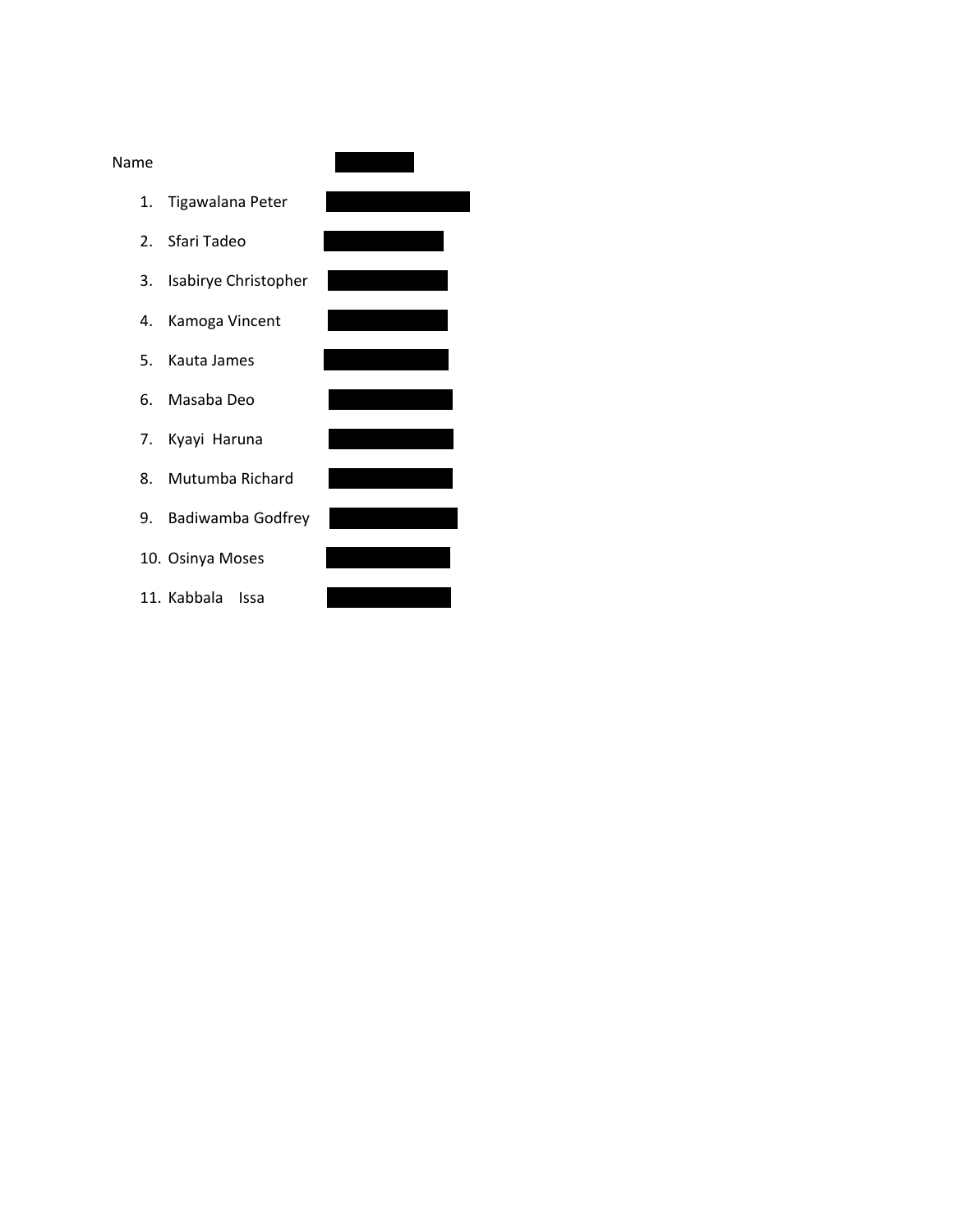Name

1. Tigawalana Peter
2. Sfari Tadeo
3. Isabirye Christopher
4. Kamoga Vincent
5. Kauta James
6. Masaba Deo
7. Kyayi Haruna
8. Mutumba Richard
9. Badiwamba Godfrey
10. Osinya Moses
11. Kabbala Issa